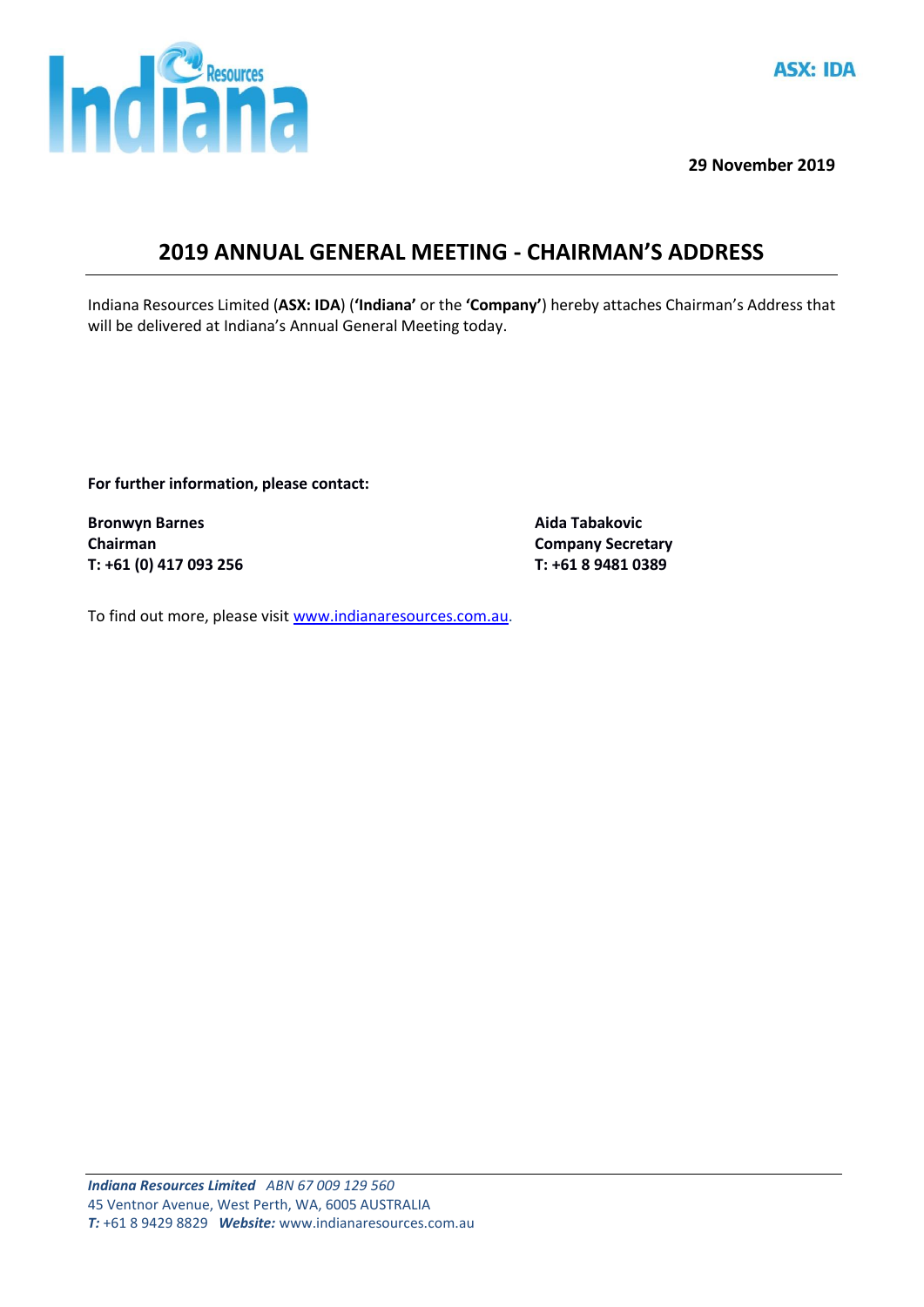ASX: IDA

**29 November 2019**

# 2019 ANNUAL GENERAL MEETING - CHAIRMAN'S ADDRESS

Indiana Resources Limited (**ASX: IDA**) (**'Indiana'** or the **'Company'**) hereby attaches Chairman's Address that will be delivered at Indiana's Annual General Meeting today.

**For further information, please contact:**

**Bronwyn Barnes**
**Chairman**
**T: +61 (0) 417 093 256**

**Aida Tabakovic**
**Company Secretary**
**T: +61 8 9481 0389**

To find out more, please visit [www.indianaresources.com.au](http://www.indianaresources.com.au).

***Indiana Resources Limited*** *ABN 67 009 129 560*
45 Ventnor Avenue, West Perth, WA, 6005 AUSTRALIA
***T:*** +61 8 9429 8829 ***Website:*** www.indianaresources.com.au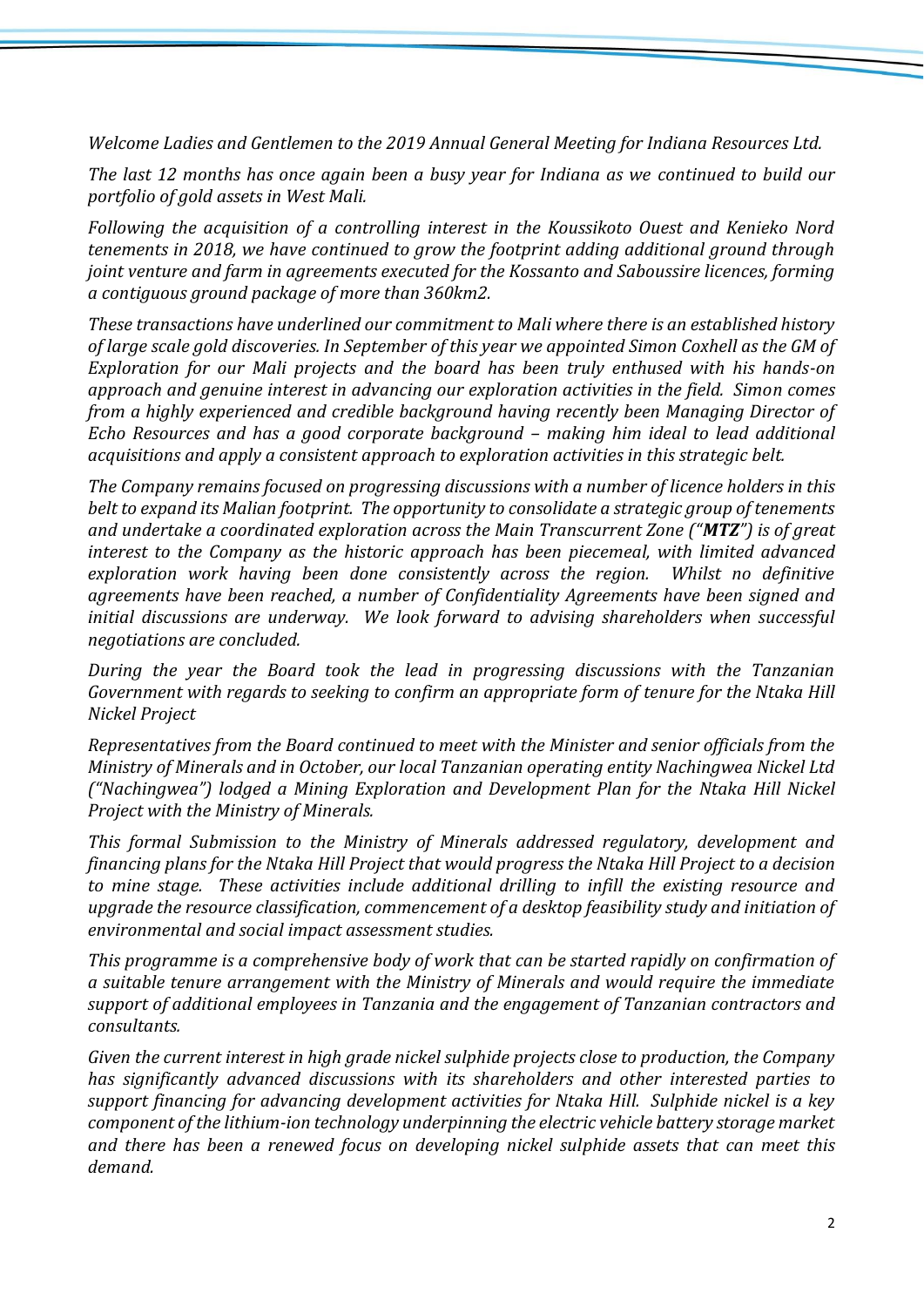*Welcome Ladies and Gentlemen to the 2019 Annual General Meeting for Indiana Resources Ltd.*

*The last 12 months has once again been a busy year for Indiana as we continued to build our portfolio of gold assets in West Mali.*

*Following the acquisition of a controlling interest in the Koussikoto Ouest and Kenieko Nord tenements in 2018, we have continued to grow the footprint adding additional ground through joint venture and farm in agreements executed for the Kossanto and Saboussire licences, forming a contiguous ground package of more than 360km2.*

*These transactions have underlined our commitment to Mali where there is an established history of large scale gold discoveries. In September of this year we appointed Simon Coxhell as the GM of Exploration for our Mali projects and the board has been truly enthused with his hands-on approach and genuine interest in advancing our exploration activities in the field. Simon comes from a highly experienced and credible background having recently been Managing Director of Echo Resources and has a good corporate background – making him ideal to lead additional acquisitions and apply a consistent approach to exploration activities in this strategic belt.*

*The Company remains focused on progressing discussions with a number of licence holders in this belt to expand its Malian footprint. The opportunity to consolidate a strategic group of tenements and undertake a coordinated exploration across the Main Transcurrent Zone ("**MTZ**") is of great interest to the Company as the historic approach has been piecemeal, with limited advanced exploration work having been done consistently across the region. Whilst no definitive agreements have been reached, a number of Confidentiality Agreements have been signed and initial discussions are underway. We look forward to advising shareholders when successful negotiations are concluded.*

*During the year the Board took the lead in progressing discussions with the Tanzanian Government with regards to seeking to confirm an appropriate form of tenure for the Ntaka Hill Nickel Project*

*Representatives from the Board continued to meet with the Minister and senior officials from the Ministry of Minerals and in October, our local Tanzanian operating entity Nachingwea Nickel Ltd ("Nachingwea") lodged a Mining Exploration and Development Plan for the Ntaka Hill Nickel Project with the Ministry of Minerals.*

*This formal Submission to the Ministry of Minerals addressed regulatory, development and financing plans for the Ntaka Hill Project that would progress the Ntaka Hill Project to a decision to mine stage. These activities include additional drilling to infill the existing resource and upgrade the resource classification, commencement of a desktop feasibility study and initiation of environmental and social impact assessment studies.*

*This programme is a comprehensive body of work that can be started rapidly on confirmation of a suitable tenure arrangement with the Ministry of Minerals and would require the immediate support of additional employees in Tanzania and the engagement of Tanzanian contractors and consultants.*

*Given the current interest in high grade nickel sulphide projects close to production, the Company has significantly advanced discussions with its shareholders and other interested parties to support financing for advancing development activities for Ntaka Hill. Sulphide nickel is a key component of the lithium-ion technology underpinning the electric vehicle battery storage market and there has been a renewed focus on developing nickel sulphide assets that can meet this demand.*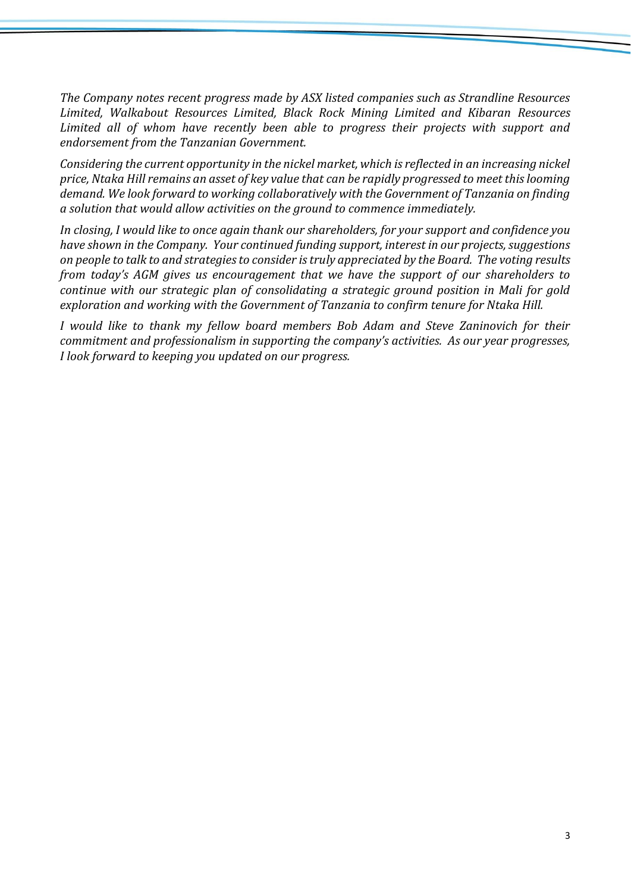*The Company notes recent progress made by ASX listed companies such as Strandline Resources Limited, Walkabout Resources Limited, Black Rock Mining Limited and Kibaran Resources Limited all of whom have recently been able to progress their projects with support and endorsement from the Tanzanian Government.*

*Considering the current opportunity in the nickel market, which is reflected in an increasing nickel price, Ntaka Hill remains an asset of key value that can be rapidly progressed to meet this looming demand. We look forward to working collaboratively with the Government of Tanzania on finding a solution that would allow activities on the ground to commence immediately.*

*In closing, I would like to once again thank our shareholders, for your support and confidence you have shown in the Company. Your continued funding support, interest in our projects, suggestions on people to talk to and strategies to consider is truly appreciated by the Board. The voting results from today's AGM gives us encouragement that we have the support of our shareholders to continue with our strategic plan of consolidating a strategic ground position in Mali for gold exploration and working with the Government of Tanzania to confirm tenure for Ntaka Hill.*

*I would like to thank my fellow board members Bob Adam and Steve Zaninovich for their commitment and professionalism in supporting the company's activities. As our year progresses, I look forward to keeping you updated on our progress.*